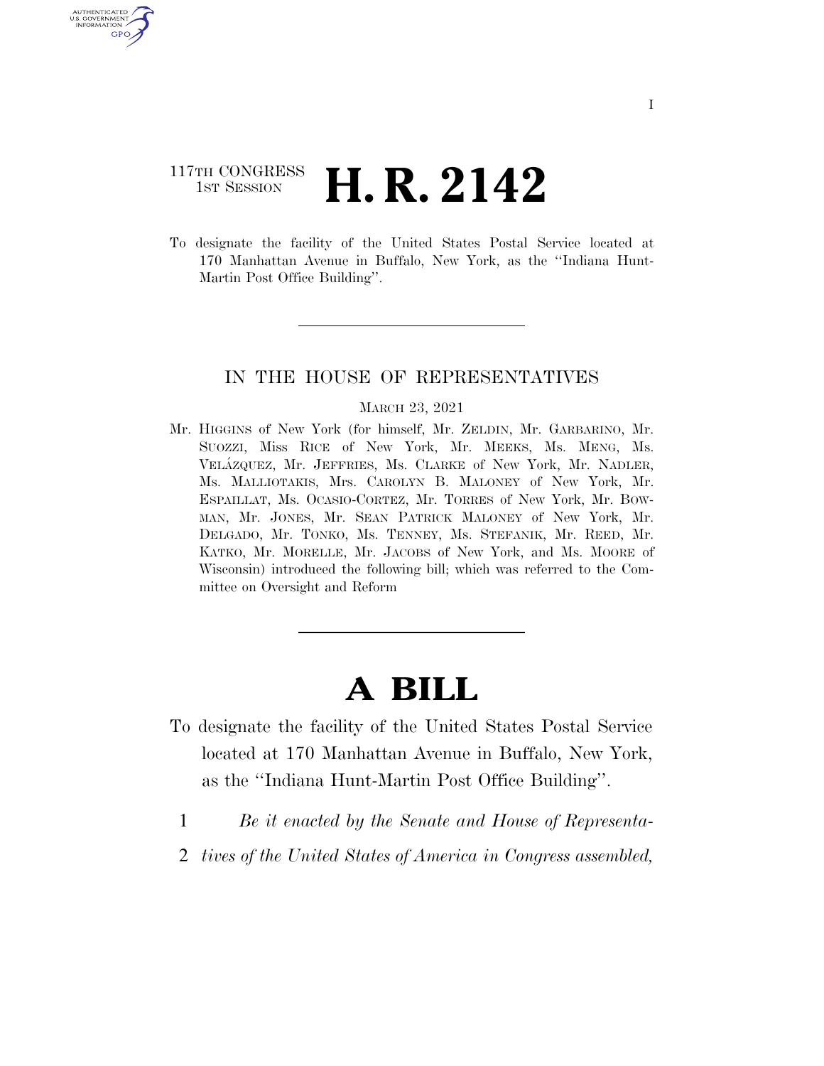117TH CONGRESS
1ST SESSION

# H. R. 2142

To designate the facility of the United States Postal Service located at 170 Manhattan Avenue in Buffalo, New York, as the ''Indiana Hunt-Martin Post Office Building''.

IN THE HOUSE OF REPRESENTATIVES

MARCH 23, 2021

Mr. HIGGINS of New York (for himself, Mr. ZELDIN, Mr. GARBARINO, Mr. SUOZZI, Miss RICE of New York, Mr. MEEKS, Ms. MENG, Ms. VELÁZQUEZ, Mr. JEFFRIES, Ms. CLARKE of New York, Mr. NADLER, Ms. MALLIOTAKIS, Mrs. CAROLYN B. MALONEY of New York, Mr. ESPAILLAT, Ms. OCASIO-CORTEZ, Mr. TORRES of New York, Mr. BOWMAN, Mr. JONES, Mr. SEAN PATRICK MALONEY of New York, Mr. DELGADO, Mr. TONKO, Ms. TENNEY, Ms. STEFANIK, Mr. REED, Mr. KATKO, Mr. MORELLE, Mr. JACOBS of New York, and Ms. MOORE of Wisconsin) introduced the following bill; which was referred to the Committee on Oversight and Reform

# A BILL

To designate the facility of the United States Postal Service located at 170 Manhattan Avenue in Buffalo, New York, as the ''Indiana Hunt-Martin Post Office Building''.

1 *Be it enacted by the Senate and House of Representa-*
2 *tives of the United States of America in Congress assembled,*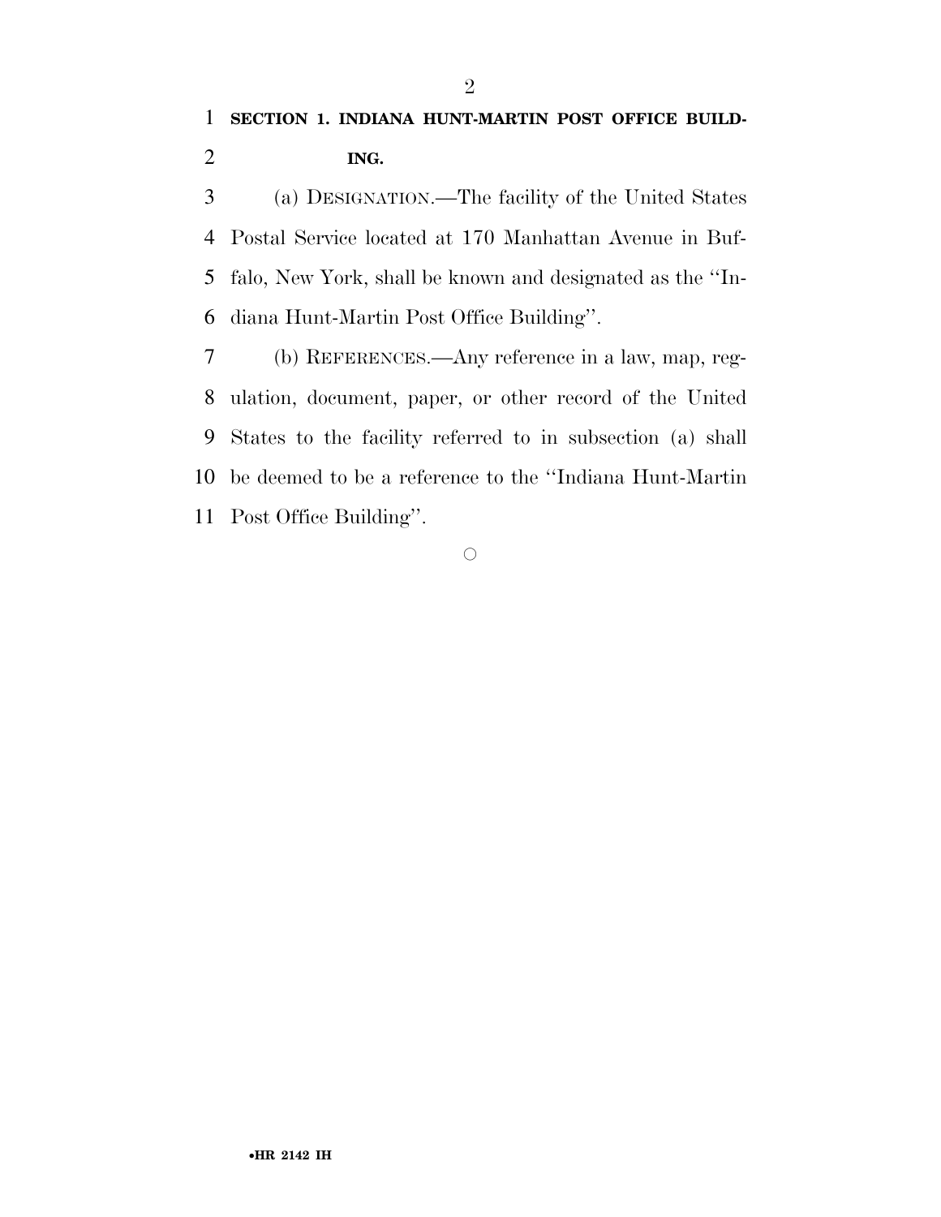**SECTION 1. INDIANA HUNT-MARTIN POST OFFICE BUILDING.**

(a) DESIGNATION.—The facility of the United States Postal Service located at 170 Manhattan Avenue in Buffalo, New York, shall be known and designated as the ''Indiana Hunt-Martin Post Office Building''.

(b) REFERENCES.—Any reference in a law, map, regulation, document, paper, or other record of the United States to the facility referred to in subsection (a) shall be deemed to be a reference to the ''Indiana Hunt-Martin Post Office Building''.

○